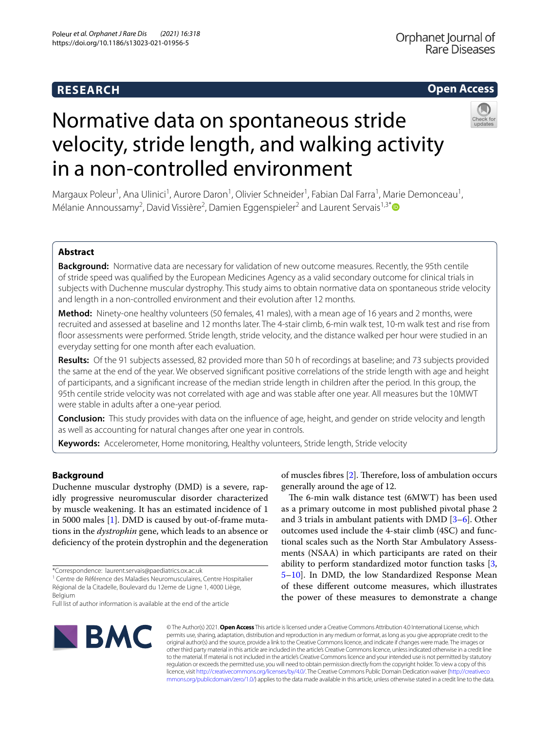**RESEARCH** **Open Access**

# Normative data on spontaneous stride velocity, stride length, and walking activity in a non-controlled environment

Margaux Poleur[1], Ana Ulinici[1], Aurore Daron[1], Olivier Schneider[1], Fabian Dal Farra[1], Marie Demonceau[1], Mélanie Annoussamy[2], David Vissière[2], Damien Eggenspieler[2] and Laurent Servais[1,3*]

## Abstract

**Background:** Normative data are necessary for validation of new outcome measures. Recently, the 95th centile of stride speed was qualified by the European Medicines Agency as a valid secondary outcome for clinical trials in subjects with Duchenne muscular dystrophy. This study aims to obtain normative data on spontaneous stride velocity and length in a non-controlled environment and their evolution after 12 months.

**Method:** Ninety-one healthy volunteers (50 females, 41 males), with a mean age of 16 years and 2 months, were recruited and assessed at baseline and 12 months later. The 4-stair climb, 6-min walk test, 10-m walk test and rise from floor assessments were performed. Stride length, stride velocity, and the distance walked per hour were studied in an everyday setting for one month after each evaluation.

**Results:** Of the 91 subjects assessed, 82 provided more than 50 h of recordings at baseline; and 73 subjects provided the same at the end of the year. We observed significant positive correlations of the stride length with age and height of participants, and a significant increase of the median stride length in children after the period. In this group, the 95th centile stride velocity was not correlated with age and was stable after one year. All measures but the 10MWT were stable in adults after a one-year period.

**Conclusion:** This study provides with data on the influence of age, height, and gender on stride velocity and length as well as accounting for natural changes after one year in controls.

**Keywords:** Accelerometer, Home monitoring, Healthy volunteers, Stride length, Stride velocity

## Background

Duchenne muscular dystrophy (DMD) is a severe, rapidly progressive neuromuscular disorder characterized by muscle weakening. It has an estimated incidence of 1 in 5000 males [1]. DMD is caused by out-of-frame mutations in the *dystrophin* gene, which leads to an absence or deficiency of the protein dystrophin and the degeneration of muscles fibres [2]. Therefore, loss of ambulation occurs generally around the age of 12.

The 6-min walk distance test (6MWT) has been used as a primary outcome in most published pivotal phase 2 and 3 trials in ambulant patients with DMD [3–6]. Other outcomes used include the 4-stair climb (4SC) and functional scales such as the North Star Ambulatory Assessments (NSAA) in which participants are rated on their ability to perform standardized motor function tasks [3, 5–10]. In DMD, the low Standardized Response Mean of these different outcome measures, which illustrates the power of these measures to demonstrate a change

*Correspondence: laurent.servais@paediatrics.ox.ac.uk
[1] Centre de Référence des Maladies Neuromusculaires, Centre Hospitalier Régional de la Citadelle, Boulevard du 12eme de Ligne 1, 4000 Liège, Belgium
Full list of author information is available at the end of the article

© The Author(s) 2021. **Open Access** This article is licensed under a Creative Commons Attribution 4.0 International License, which permits use, sharing, adaptation, distribution and reproduction in any medium or format, as long as you give appropriate credit to the original author(s) and the source, provide a link to the Creative Commons licence, and indicate if changes were made. The images or other third party material in this article are included in the article's Creative Commons licence, unless indicated otherwise in a credit line to the material. If material is not included in the article's Creative Commons licence and your intended use is not permitted by statutory regulation or exceeds the permitted use, you will need to obtain permission directly from the copyright holder. To view a copy of this licence, visit http://creativecommons.org/licenses/by/4.0/. The Creative Commons Public Domain Dedication waiver (http://creativecommons.org/publicdomain/zero/1.0/) applies to the data made available in this article, unless otherwise stated in a credit line to the data.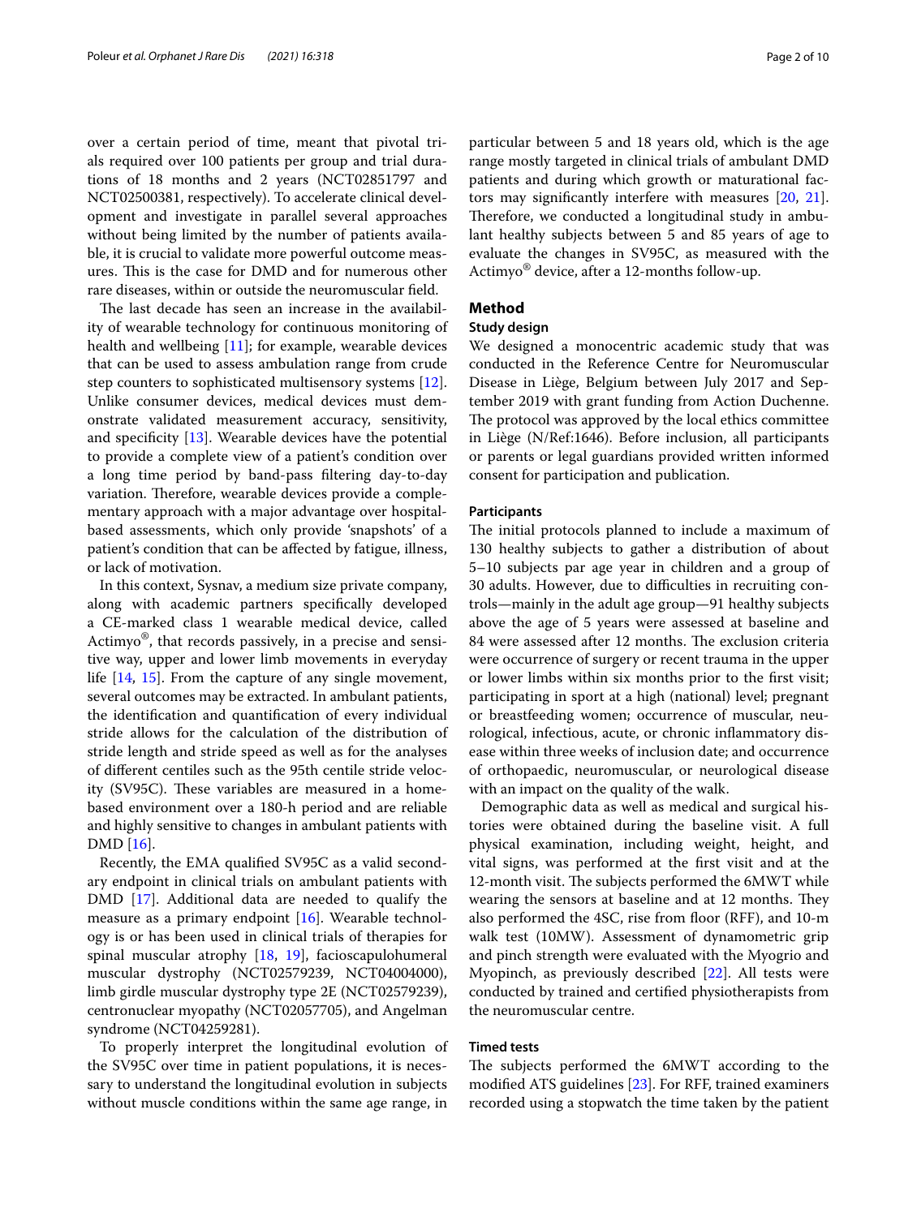over a certain period of time, meant that pivotal trials required over 100 patients per group and trial durations of 18 months and 2 years (NCT02851797 and NCT02500381, respectively). To accelerate clinical development and investigate in parallel several approaches without being limited by the number of patients available, it is crucial to validate more powerful outcome measures. This is the case for DMD and for numerous other rare diseases, within or outside the neuromuscular field.

The last decade has seen an increase in the availability of wearable technology for continuous monitoring of health and wellbeing [11]; for example, wearable devices that can be used to assess ambulation range from crude step counters to sophisticated multisensory systems [12]. Unlike consumer devices, medical devices must demonstrate validated measurement accuracy, sensitivity, and specificity [13]. Wearable devices have the potential to provide a complete view of a patient's condition over a long time period by band-pass filtering day-to-day variation. Therefore, wearable devices provide a complementary approach with a major advantage over hospital-based assessments, which only provide 'snapshots' of a patient's condition that can be affected by fatigue, illness, or lack of motivation.

In this context, Sysnav, a medium size private company, along with academic partners specifically developed a CE-marked class 1 wearable medical device, called Actimyo®, that records passively, in a precise and sensitive way, upper and lower limb movements in everyday life [14, 15]. From the capture of any single movement, several outcomes may be extracted. In ambulant patients, the identification and quantification of every individual stride allows for the calculation of the distribution of stride length and stride speed as well as for the analyses of different centiles such as the 95th centile stride velocity (SV95C). These variables are measured in a home-based environment over a 180-h period and are reliable and highly sensitive to changes in ambulant patients with DMD [16].

Recently, the EMA qualified SV95C as a valid secondary endpoint in clinical trials on ambulant patients with DMD [17]. Additional data are needed to qualify the measure as a primary endpoint [16]. Wearable technology is or has been used in clinical trials of therapies for spinal muscular atrophy [18, 19], facioscapulohumeral muscular dystrophy (NCT02579239, NCT04004000), limb girdle muscular dystrophy type 2E (NCT02579239), centronuclear myopathy (NCT02057705), and Angelman syndrome (NCT04259281).

To properly interpret the longitudinal evolution of the SV95C over time in patient populations, it is necessary to understand the longitudinal evolution in subjects without muscle conditions within the same age range, in particular between 5 and 18 years old, which is the age range mostly targeted in clinical trials of ambulant DMD patients and during which growth or maturational factors may significantly interfere with measures [20, 21]. Therefore, we conducted a longitudinal study in ambulant healthy subjects between 5 and 85 years of age to evaluate the changes in SV95C, as measured with the Actimyo® device, after a 12-months follow-up.

## Method

### Study design

We designed a monocentric academic study that was conducted in the Reference Centre for Neuromuscular Disease in Liège, Belgium between July 2017 and September 2019 with grant funding from Action Duchenne. The protocol was approved by the local ethics committee in Liège (N/Ref:1646). Before inclusion, all participants or parents or legal guardians provided written informed consent for participation and publication.

### Participants

The initial protocols planned to include a maximum of 130 healthy subjects to gather a distribution of about 5–10 subjects par age year in children and a group of 30 adults. However, due to difficulties in recruiting controls—mainly in the adult age group—91 healthy subjects above the age of 5 years were assessed at baseline and 84 were assessed after 12 months. The exclusion criteria were occurrence of surgery or recent trauma in the upper or lower limbs within six months prior to the first visit; participating in sport at a high (national) level; pregnant or breastfeeding women; occurrence of muscular, neurological, infectious, acute, or chronic inflammatory disease within three weeks of inclusion date; and occurrence of orthopaedic, neuromuscular, or neurological disease with an impact on the quality of the walk.

Demographic data as well as medical and surgical histories were obtained during the baseline visit. A full physical examination, including weight, height, and vital signs, was performed at the first visit and at the 12-month visit. The subjects performed the 6MWT while wearing the sensors at baseline and at 12 months. They also performed the 4SC, rise from floor (RFF), and 10-m walk test (10MW). Assessment of dynamometric grip and pinch strength were evaluated with the Myogrip and Myopinch, as previously described [22]. All tests were conducted by trained and certified physiotherapists from the neuromuscular centre.

### Timed tests

The subjects performed the 6MWT according to the modified ATS guidelines [23]. For RFF, trained examiners recorded using a stopwatch the time taken by the patient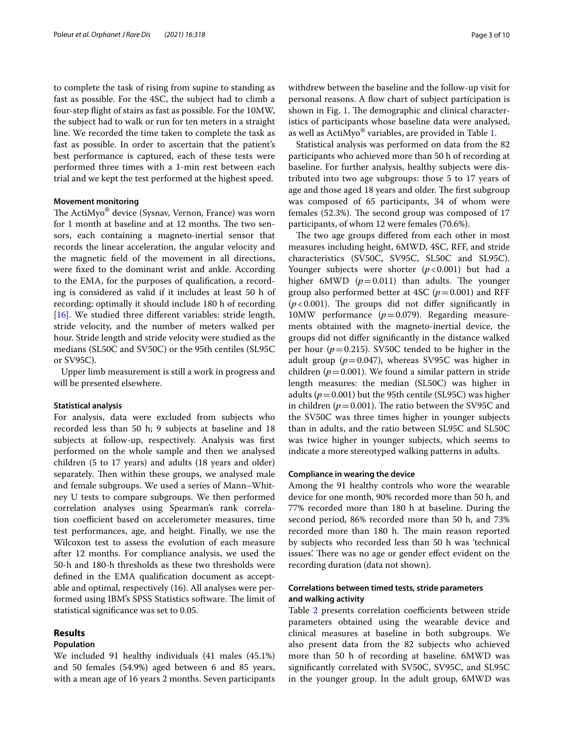to complete the task of rising from supine to standing as fast as possible. For the 4SC, the subject had to climb a four-step flight of stairs as fast as possible. For the 10MW, the subject had to walk or run for ten meters in a straight line. We recorded the time taken to complete the task as fast as possible. In order to ascertain that the patient's best performance is captured, each of these tests were performed three times with a 1-min rest between each trial and we kept the test performed at the highest speed.

#### Movement monitoring

The ActiMyo® device (Sysnav, Vernon, France) was worn for 1 month at baseline and at 12 months. The two sensors, each containing a magneto-inertial sensor that records the linear acceleration, the angular velocity and the magnetic field of the movement in all directions, were fixed to the dominant wrist and ankle. According to the EMA, for the purposes of qualification, a recording is considered as valid if it includes at least 50 h of recording; optimally it should include 180 h of recording [16]. We studied three different variables: stride length, stride velocity, and the number of meters walked per hour. Stride length and stride velocity were studied as the medians (SL50C and SV50C) or the 95th centiles (SL95C or SV95C).

Upper limb measurement is still a work in progress and will be presented elsewhere.

#### Statistical analysis

For analysis, data were excluded from subjects who recorded less than 50 h; 9 subjects at baseline and 18 subjects at follow-up, respectively. Analysis was first performed on the whole sample and then we analysed children (5 to 17 years) and adults (18 years and older) separately. Then within these groups, we analysed male and female subgroups. We used a series of Mann–Whitney U tests to compare subgroups. We then performed correlation analyses using Spearman's rank correlation coefficient based on accelerometer measures, time test performances, age, and height. Finally, we use the Wilcoxon test to assess the evolution of each measure after 12 months. For compliance analysis, we used the 50-h and 180-h thresholds as these two thresholds were defined in the EMA qualification document as acceptable and optimal, respectively (16). All analyses were performed using IBM's SPSS Statistics software. The limit of statistical significance was set to 0.05.

## Results

#### Population

We included 91 healthy individuals (41 males (45.1%) and 50 females (54.9%) aged between 6 and 85 years, with a mean age of 16 years 2 months. Seven participants withdrew between the baseline and the follow-up visit for personal reasons. A flow chart of subject participation is shown in Fig. 1. The demographic and clinical characteristics of participants whose baseline data were analysed, as well as ActiMyo® variables, are provided in Table 1.

Statistical analysis was performed on data from the 82 participants who achieved more than 50 h of recording at baseline. For further analysis, healthy subjects were distributed into two age subgroups: those 5 to 17 years of age and those aged 18 years and older. The first subgroup was composed of 65 participants, 34 of whom were females (52.3%). The second group was composed of 17 participants, of whom 12 were females (70.6%).

The two age groups differed from each other in most measures including height, 6MWD, 4SC, RFF, and stride characteristics (SV50C, SV95C, SL50C and SL95C). Younger subjects were shorter ($p<0.001$) but had a higher 6MWD ($p=0.011$) than adults. The younger group also performed better at 4SC ($p=0.001$) and RFF ($p<0.001$). The groups did not differ significantly in 10MW performance ($p=0.079$). Regarding measurements obtained with the magneto-inertial device, the groups did not differ significantly in the distance walked per hour ($p=0.215$). SV50C tended to be higher in the adult group ($p=0.047$), whereas SV95C was higher in children ($p=0.001$). We found a similar pattern in stride length measures: the median (SL50C) was higher in adults ($p=0.001$) but the 95th centile (SL95C) was higher in children ($p=0.001$). The ratio between the SV95C and the SV50C was three times higher in younger subjects than in adults, and the ratio between SL95C and SL50C was twice higher in younger subjects, which seems to indicate a more stereotyped walking patterns in adults.

#### Compliance in wearing the device

Among the 91 healthy controls who wore the wearable device for one month, 90% recorded more than 50 h, and 77% recorded more than 180 h at baseline. During the second period, 86% recorded more than 50 h, and 73% recorded more than 180 h. The main reason reported by subjects who recorded less than 50 h was 'technical issues'. There was no age or gender effect evident on the recording duration (data not shown).

#### Correlations between timed tests, stride parameters and walking activity

Table 2 presents correlation coefficients between stride parameters obtained using the wearable device and clinical measures at baseline in both subgroups. We also present data from the 82 subjects who achieved more than 50 h of recording at baseline. 6MWD was significantly correlated with SV50C, SV95C, and SL95C in the younger group. In the adult group, 6MWD was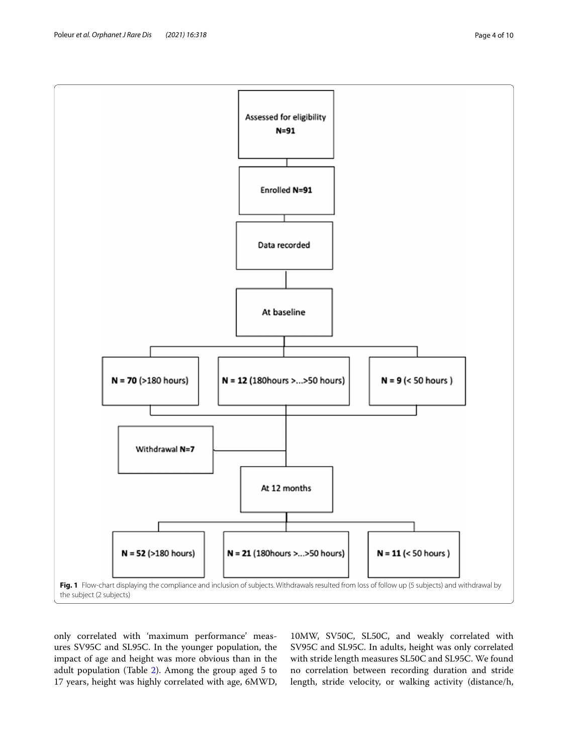Fig. 1 Flow-chart displaying the compliance and inclusion of subjects. Withdrawals resulted from loss of follow up (5 subjects) and withdrawal by the subject (2 subjects)

only correlated with 'maximum performance' measures SV95C and SL95C. In the younger population, the impact of age and height was more obvious than in the adult population (Table 2). Among the group aged 5 to 17 years, height was highly correlated with age, 6MWD, 10MW, SV50C, SL50C, and weakly correlated with SV95C and SL95C. In adults, height was only correlated with stride length measures SL50C and SL95C. We found no correlation between recording duration and stride length, stride velocity, or walking activity (distance/h,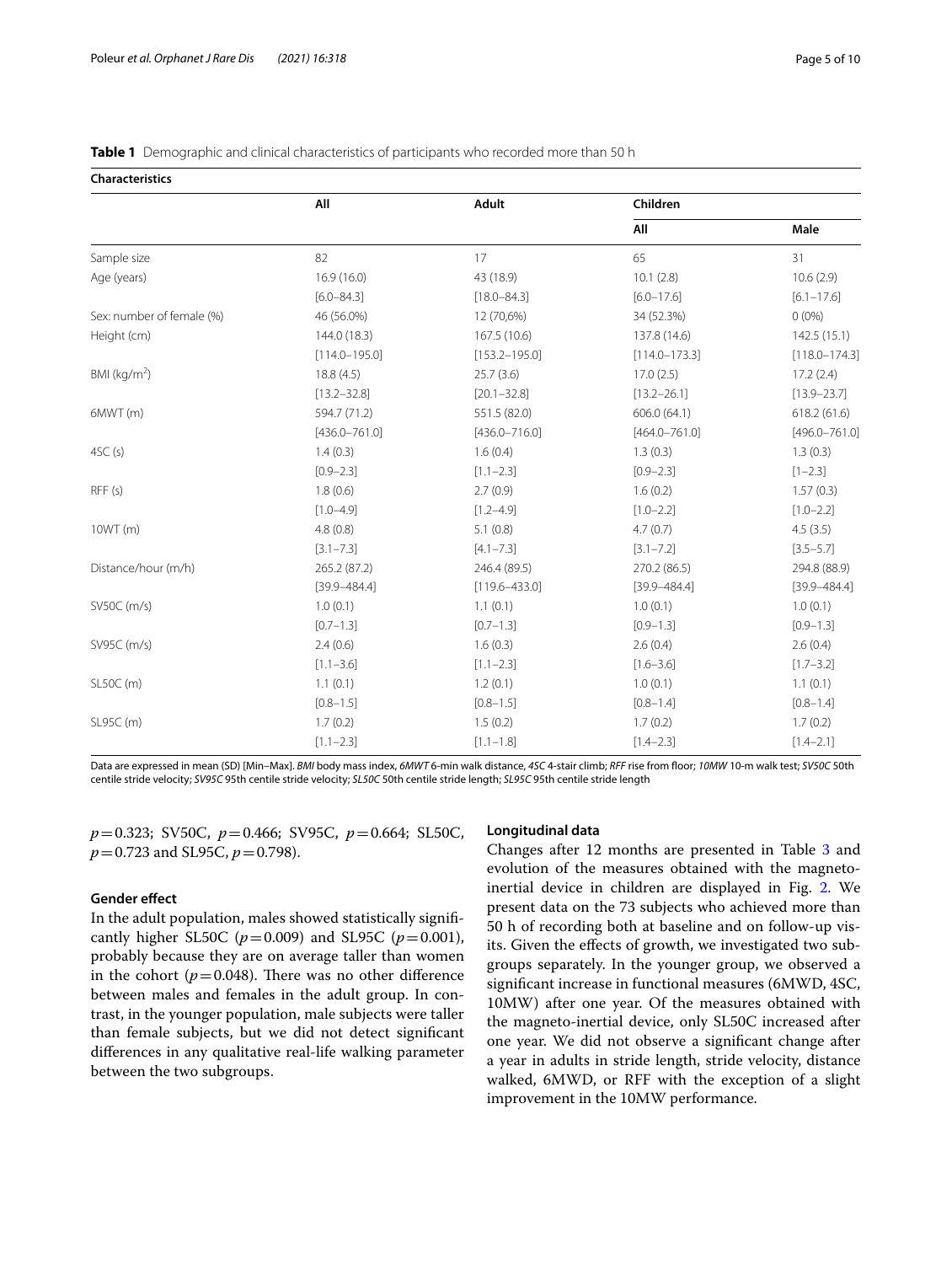**Table 1** Demographic and clinical characteristics of participants who recorded more than 50 h

| Characteristics | All | Adult | Children | |
|---|---|---|---|---|
| | | | All | Male |
| Sample size | 82 | 17 | 65 | 31 |
| Age (years) | 16.9 (16.0) | 43 (18.9) | 10.1 (2.8) | 10.6 (2.9) |
| | [6.0–84.3] | [18.0–84.3] | [6.0–17.6] | [6.1–17.6] |
| Sex: number of female (%) | 46 (56.0%) | 12 (70,6%) | 34 (52.3%) | 0 (0%) |
| Height (cm) | 144.0 (18.3) | 167.5 (10.6) | 137.8 (14.6) | 142.5 (15.1) |
| | [114.0–195.0] | [153.2–195.0] | [114.0–173.3] | [118.0–174.3] |
| BMI (kg/m$^2$) | 18.8 (4.5) | 25.7 (3.6) | 17.0 (2.5) | 17.2 (2.4) |
| | [13.2–32.8] | [20.1–32.8] | [13.2–26.1] | [13.9–23.7] |
| 6MWT (m) | 594.7 (71.2) | 551.5 (82.0) | 606.0 (64.1) | 618.2 (61.6) |
| | [436.0–761.0] | [436.0–716.0] | [464.0–761.0] | [496.0–761.0] |
| 4SC (s) | 1.4 (0.3) | 1.6 (0.4) | 1.3 (0.3) | 1.3 (0.3) |
| | [0.9–2.3] | [1.1–2.3] | [0.9–2.3] | [1–2.3] |
| RFF (s) | 1.8 (0.6) | 2.7 (0.9) | 1.6 (0.2) | 1.57 (0.3) |
| | [1.0–4.9] | [1.2–4.9] | [1.0–2.2] | [1.0–2.2] |
| 10WT (m) | 4.8 (0.8) | 5.1 (0.8) | 4.7 (0.7) | 4.5 (3.5) |
| | [3.1–7.3] | [4.1–7.3] | [3.1–7.2] | [3.5–5.7] |
| Distance/hour (m/h) | 265.2 (87.2) | 246.4 (89.5) | 270.2 (86.5) | 294.8 (88.9) |
| | [39.9–484.4] | [119.6–433.0] | [39.9–484.4] | [39.9–484.4] |
| SV50C (m/s) | 1.0 (0.1) | 1.1 (0.1) | 1.0 (0.1) | 1.0 (0.1) |
| | [0.7–1.3] | [0.7–1.3] | [0.9–1.3] | [0.9–1.3] |
| SV95C (m/s) | 2.4 (0.6) | 1.6 (0.3) | 2.6 (0.4) | 2.6 (0.4) |
| | [1.1–3.6] | [1.1–2.3] | [1.6–3.6] | [1.7–3.2] |
| SL50C (m) | 1.1 (0.1) | 1.2 (0.1) | 1.0 (0.1) | 1.1 (0.1) |
| | [0.8–1.5] | [0.8–1.5] | [0.8–1.4] | [0.8–1.4] |
| SL95C (m) | 1.7 (0.2) | 1.5 (0.2) | 1.7 (0.2) | 1.7 (0.2) |
| | [1.1–2.3] | [1.1–1.8] | [1.4–2.3] | [1.4–2.1] |

Data are expressed in mean (SD) [Min–Max]. *BMI* body mass index, *6MWT* 6-min walk distance, *4SC* 4-stair climb; *RFF* rise from floor; *10MW* 10-m walk test; *SV50C* 50th centile stride velocity; *SV95C* 95th centile stride velocity; *SL50C* 50th centile stride length; *SL95C* 95th centile stride length

$p=0.323$; SV50C, $p=0.466$; SV95C, $p=0.664$; SL50C, $p=0.723$ and SL95C, $p=0.798$).

### Gender effect

In the adult population, males showed statistically significantly higher SL50C ($p=0.009$) and SL95C ($p=0.001$), probably because they are on average taller than women in the cohort ($p=0.048$). There was no other difference between males and females in the adult group. In contrast, in the younger population, male subjects were taller than female subjects, but we did not detect significant differences in any qualitative real-life walking parameter between the two subgroups.

### Longitudinal data

Changes after 12 months are presented in Table 3 and evolution of the measures obtained with the magneto-inertial device in children are displayed in Fig. 2. We present data on the 73 subjects who achieved more than 50 h of recording both at baseline and on follow-up visits. Given the effects of growth, we investigated two subgroups separately. In the younger group, we observed a significant increase in functional measures (6MWD, 4SC, 10MW) after one year. Of the measures obtained with the magneto-inertial device, only SL50C increased after one year. We did not observe a significant change after a year in adults in stride length, stride velocity, distance walked, 6MWD, or RFF with the exception of a slight improvement in the 10MW performance.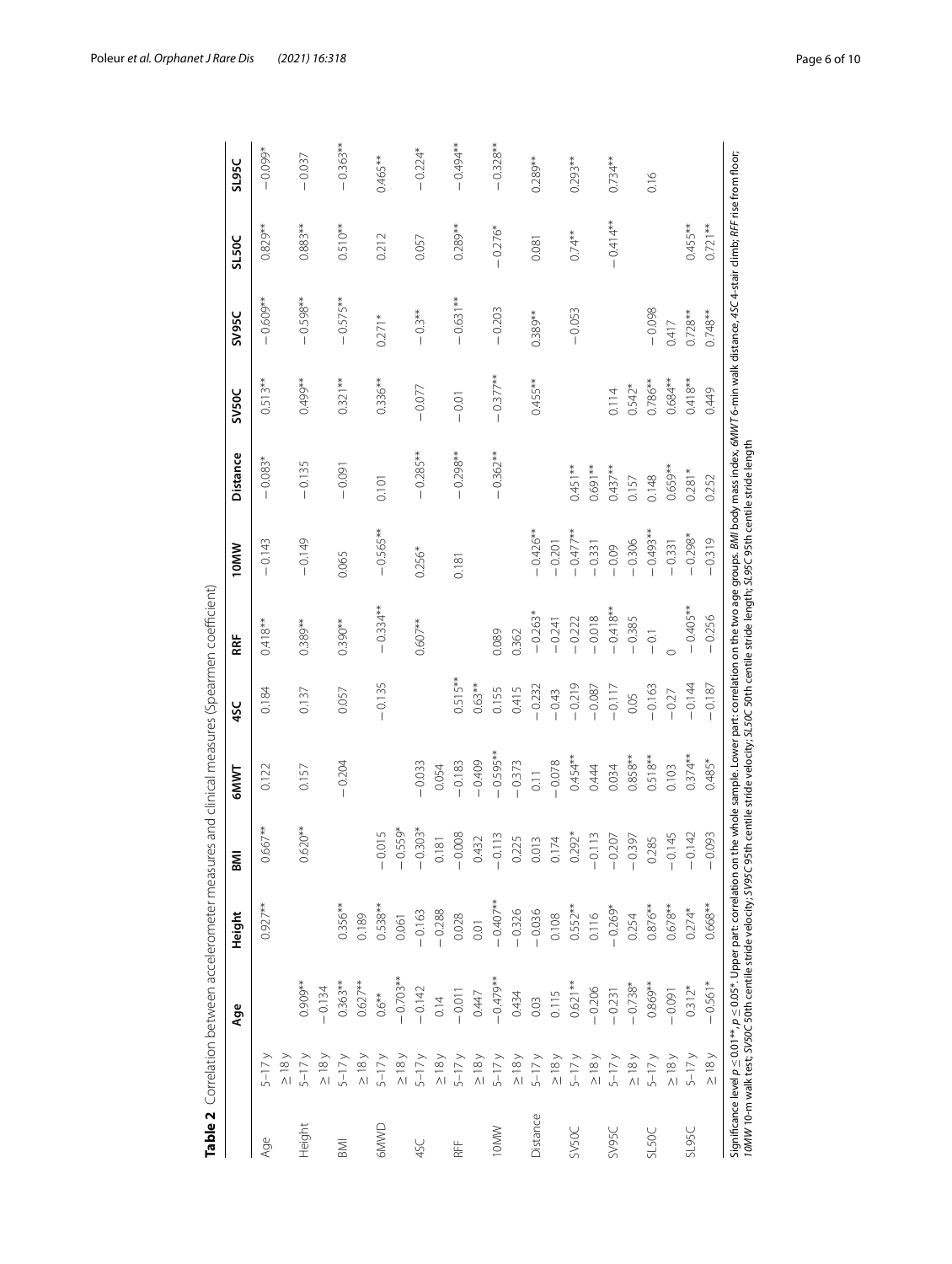**Table 2** Correlation between accelerometer measures and clinical measures (Spearmen coefficient)

| | | Age | Height | BMI | 6MWT | 4SC | RFF | 10MW | Distance | SV50C | SV95C | SL50C | SL95C |
|---|---|---|---|---|---|---|---|---|---|---|---|---|---|
| Age | 5–17 y | | 0.927** | 0.667** | 0.122 | 0.184 | 0.418** | −0.143 | −0.083* | 0.513** | −0.609** | 0.829** | −0.099* |
| | ≥18 y | | | | | | | | | | | | |
| Height | 5–17 y | 0.909** | | 0.620** | 0.157 | 0.137 | 0.389** | −0.149 | −0.135 | 0.499** | −0.598** | 0.883** | −0.037 |
| | ≥18 y | −0.134 | | | | | | | | | | | |
| BMI | 5–17 y | 0.363** | 0.356** | | −0.204 | 0.057 | 0.390** | 0.065 | −0.091 | 0.321** | −0.575** | 0.510** | −0.363** |
| | ≥18 y | 0.627** | 0.189 | | | | | | | | | | |
| 6MWD | 5–17 y | 0.6** | 0.538** | −0.015 | | −0.135 | −0.334** | −0.565** | 0.101 | 0.336** | 0.271* | 0.212 | 0.465** |
| | ≥18 y | −0.703** | 0.061 | −0.559* | | | | | | | | | |
| 4SC | 5–17 y | −0.142 | −0.163 | −0.303* | −0.033 | | 0.607** | 0.256* | −0.285** | −0.077 | −0.3** | 0.057 | −0.224* |
| | ≥18 y | 0.14 | −0.288 | 0.181 | 0.054 | | | | | | | | |
| RFF | 5–17 y | −0.011 | 0.028 | −0.008 | −0.183 | 0.515** | | 0.181 | −0.298** | −0.01 | −0.631** | 0.289** | −0.494** |
| | ≥18 y | 0.447 | 0.01 | 0.432 | −0.409 | 0.63** | | | | | | | |
| 10MW | 5–17 y | −0.479** | −0.407** | −0.113 | −0.595** | 0.155 | 0.089 | | −0.362** | −0.377** | −0.203 | −0.276* | −0.328** |
| | ≥18 y | 0.434 | −0.326 | 0.225 | −0.373 | 0.415 | 0.362 | | | | | | |
| Distance | 5–17 y | 0.03 | −0.036 | 0.013 | 0.11 | −0.232 | −0.263* | −0.426** | | 0.455** | 0.389** | 0.081 | 0.289** |
| | ≥18 y | 0.115 | 0.108 | 0.174 | −0.078 | −0.43 | −0.241 | −0.201 | | | | | |
| SV50C | 5–17 y | 0.621** | 0.552** | 0.292* | 0.454** | −0.219 | −0.222 | −0.477** | 0.451** | | −0.053 | 0.74** | 0.293** |
| | ≥18 y | −0.206 | 0.116 | −0.113 | 0.444 | −0.087 | −0.018 | −0.331 | 0.691** | | | | |
| SV95C | 5–17 y | −0.231 | −0.269* | −0.207 | 0.034 | −0.117 | −0.418** | −0.09 | 0.437** | 0.114 | | −0.414** | 0.734** |
| | ≥18 y | −0.738* | 0.254 | −0.397 | 0.858** | 0.05 | −0.385 | −0.306 | 0.157 | 0.542* | | | |
| SL50C | 5–17 y | 0.869** | 0.876** | 0.285 | 0.518** | −0.163 | −0.1 | −0.493** | 0.148 | 0.786** | −0.098 | | 0.16 |
| | ≥18 y | −0.091 | 0.678** | −0.145 | 0.103 | −0.27 | 0 | −0.331 | 0.659** | 0.684** | 0.417 | | |
| SL95C | 5–17 y | 0.312* | 0.274* | −0.142 | 0.374** | −0.144 | −0.405** | −0.298* | 0.281* | 0.418** | 0.728** | 0.455** | |
| | ≥18 y | −0.561* | 0.668** | −0.093 | 0.485* | −0.187 | −0.256 | −0.319 | 0.252 | 0.449 | 0.748** | 0.721** | |

Significance level $p \leq 0.01$**, $p \leq 0.05$*. Upper part: correlation on the whole sample. Lower part: correlation on the two age groups. *BMI* body mass index, *6MWT* 6-min walk distance, *4SC* 4-stair climb; *RFF* rise from floor; *10MW* 10-m walk test; *SV50C* 50th centile stride velocity; *SV95C* 95th centile stride velocity; *SL50C* 50th centile stride length; *SL95C* 95th centile stride length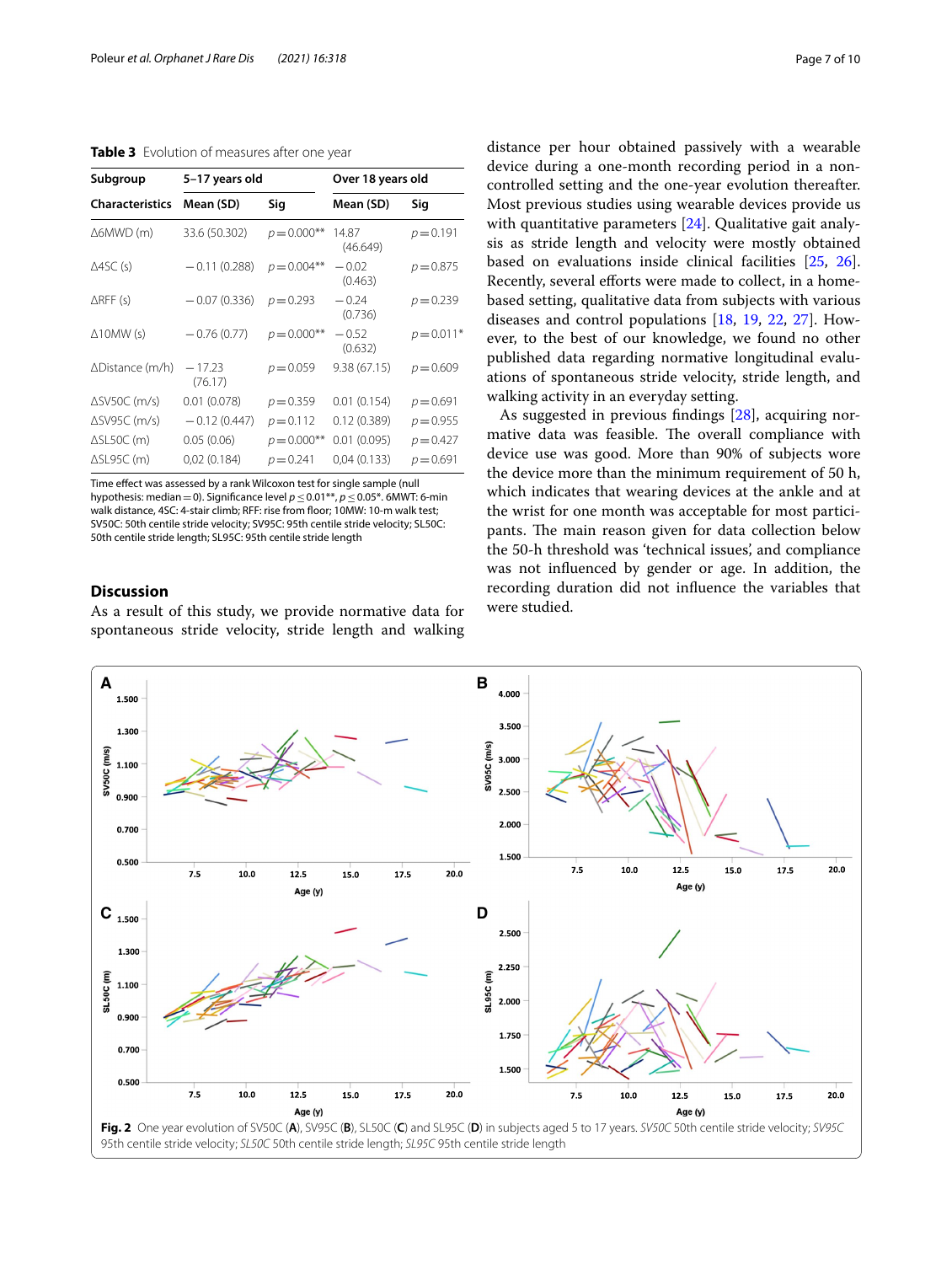**Table 3** Evolution of measures after one year

| Subgroup | 5–17 years old | | Over 18 years old | |
|---|---|---|---|---|
| Characteristics | Mean (SD) | Sig | Mean (SD) | Sig |
| Δ6MWD (m) | 33.6 (50.302) | $p = 0.000$** | 14.87 (46.649) | $p = 0.191$ |
| Δ4SC (s) | −0.11 (0.288) | $p = 0.004$** | −0.02 (0.463) | $p = 0.875$ |
| ΔRFF (s) | −0.07 (0.336) | $p = 0.293$ | −0.24 (0.736) | $p = 0.239$ |
| Δ10MW (s) | −0.76 (0.77) | $p = 0.000$** | −0.52 (0.632) | $p = 0.011$* |
| ΔDistance (m/h) | −17.23 (76.17) | $p = 0.059$ | 9.38 (67.15) | $p = 0.609$ |
| ΔSV50C (m/s) | 0.01 (0.078) | $p = 0.359$ | 0.01 (0.154) | $p = 0.691$ |
| ΔSV95C (m/s) | −0.12 (0.447) | $p = 0.112$ | 0.12 (0.389) | $p = 0.955$ |
| ΔSL50C (m) | 0.05 (0.06) | $p = 0.000$** | 0.01 (0.095) | $p = 0.427$ |
| ΔSL95C (m) | 0,02 (0.184) | $p = 0.241$ | 0,04 (0.133) | $p = 0.691$ |

Time effect was assessed by a rank Wilcoxon test for single sample (null hypothesis: median = 0). Significance level $p \leq 0.01$**, $p \leq 0.05$*. 6MWT: 6-min walk distance, 4SC: 4-stair climb; RFF: rise from floor; 10MW: 10-m walk test; SV50C: 50th centile stride velocity; SV95C: 95th centile stride velocity; SL50C: 50th centile stride length; SL95C: 95th centile stride length

## Discussion

As a result of this study, we provide normative data for spontaneous stride velocity, stride length and walking distance per hour obtained passively with a wearable device during a one-month recording period in a non-controlled setting and the one-year evolution thereafter. Most previous studies using wearable devices provide us with quantitative parameters [24]. Qualitative gait analysis as stride length and velocity were mostly obtained based on evaluations inside clinical facilities [25, 26]. Recently, several efforts were made to collect, in a home-based setting, qualitative data from subjects with various diseases and control populations [18, 19, 22, 27]. However, to the best of our knowledge, we found no other published data regarding normative longitudinal evaluations of spontaneous stride velocity, stride length, and walking activity in an everyday setting.

As suggested in previous findings [28], acquiring normative data was feasible. The overall compliance with device use was good. More than 90% of subjects wore the device more than the minimum requirement of 50 h, which indicates that wearing devices at the ankle and at the wrist for one month was acceptable for most participants. The main reason given for data collection below the 50-h threshold was 'technical issues', and compliance was not influenced by gender or age. In addition, the recording duration did not influence the variables that were studied.

**Fig. 2** One year evolution of SV50C (**A**), SV95C (**B**), SL50C (**C**) and SL95C (**D**) in subjects aged 5 to 17 years. *SV50C* 50th centile stride velocity; *SV95C* 95th centile stride velocity; *SL50C* 50th centile stride length; *SL95C* 95th centile stride length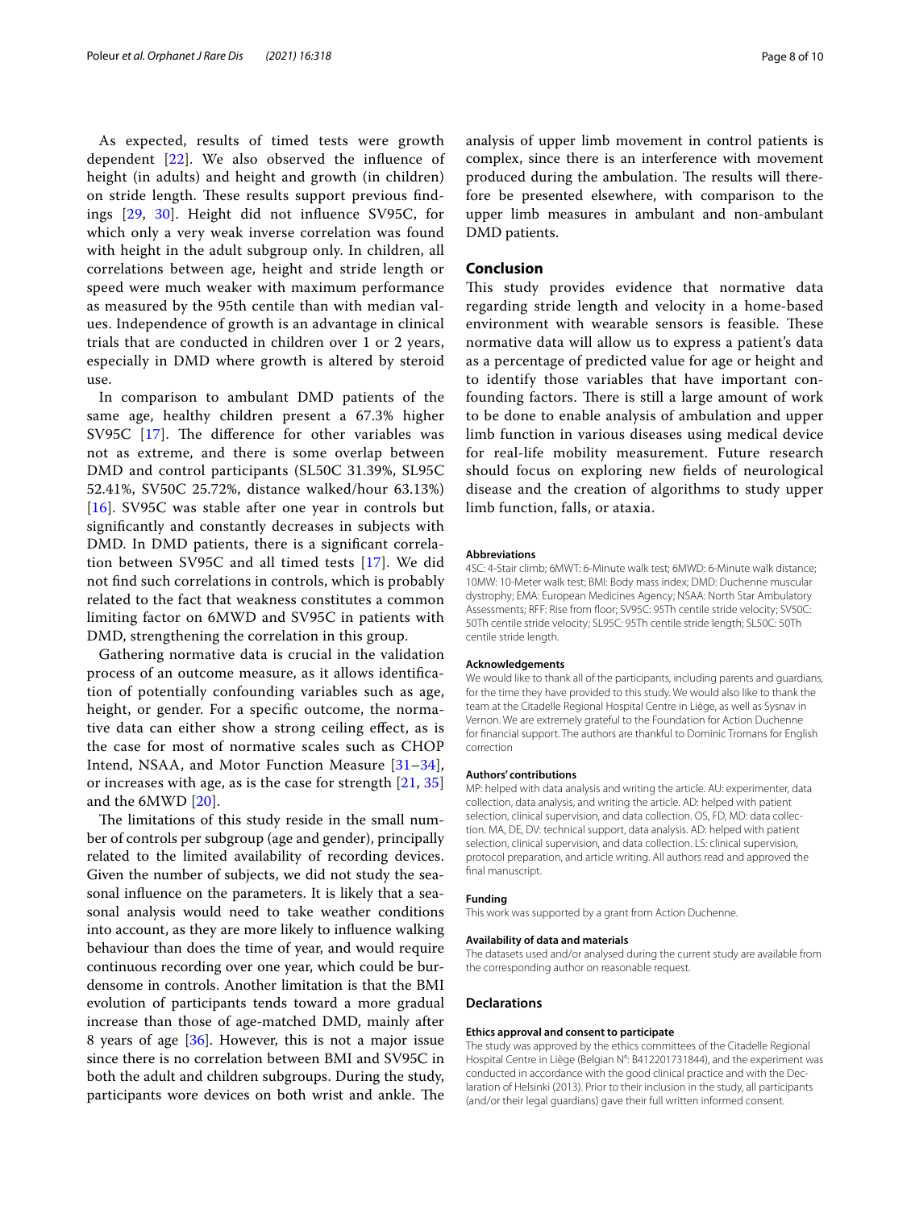As expected, results of timed tests were growth dependent [22]. We also observed the influence of height (in adults) and height and growth (in children) on stride length. These results support previous findings [29, 30]. Height did not influence SV95C, for which only a very weak inverse correlation was found with height in the adult subgroup only. In children, all correlations between age, height and stride length or speed were much weaker with maximum performance as measured by the 95th centile than with median values. Independence of growth is an advantage in clinical trials that are conducted in children over 1 or 2 years, especially in DMD where growth is altered by steroid use.

In comparison to ambulant DMD patients of the same age, healthy children present a 67.3% higher SV95C [17]. The difference for other variables was not as extreme, and there is some overlap between DMD and control participants (SL50C 31.39%, SL95C 52.41%, SV50C 25.72%, distance walked/hour 63.13%) [16]. SV95C was stable after one year in controls but significantly and constantly decreases in subjects with DMD. In DMD patients, there is a significant correlation between SV95C and all timed tests [17]. We did not find such correlations in controls, which is probably related to the fact that weakness constitutes a common limiting factor on 6MWD and SV95C in patients with DMD, strengthening the correlation in this group.

Gathering normative data is crucial in the validation process of an outcome measure, as it allows identification of potentially confounding variables such as age, height, or gender. For a specific outcome, the normative data can either show a strong ceiling effect, as is the case for most of normative scales such as CHOP Intend, NSAA, and Motor Function Measure [31–34], or increases with age, as is the case for strength [21, 35] and the 6MWD [20].

The limitations of this study reside in the small number of controls per subgroup (age and gender), principally related to the limited availability of recording devices. Given the number of subjects, we did not study the seasonal influence on the parameters. It is likely that a seasonal analysis would need to take weather conditions into account, as they are more likely to influence walking behaviour than does the time of year, and would require continuous recording over one year, which could be burdensome in controls. Another limitation is that the BMI evolution of participants tends toward a more gradual increase than those of age-matched DMD, mainly after 8 years of age [36]. However, this is not a major issue since there is no correlation between BMI and SV95C in both the adult and children subgroups. During the study, participants wore devices on both wrist and ankle. The analysis of upper limb movement in control patients is complex, since there is an interference with movement produced during the ambulation. The results will therefore be presented elsewhere, with comparison to the upper limb measures in ambulant and non-ambulant DMD patients.

## Conclusion

This study provides evidence that normative data regarding stride length and velocity in a home-based environment with wearable sensors is feasible. These normative data will allow us to express a patient's data as a percentage of predicted value for age or height and to identify those variables that have important confounding factors. There is still a large amount of work to be done to enable analysis of ambulation and upper limb function in various diseases using medical device for real-life mobility measurement. Future research should focus on exploring new fields of neurological disease and the creation of algorithms to study upper limb function, falls, or ataxia.

#### Abbreviations

4SC: 4-Stair climb; 6MWT: 6-Minute walk test; 6MWD: 6-Minute walk distance; 10MW: 10-Meter walk test; BMI: Body mass index; DMD: Duchenne muscular dystrophy; EMA: European Medicines Agency; NSAA: North Star Ambulatory Assessments; RFF: Rise from floor; SV95C: 95Th centile stride velocity; SV50C: 50Th centile stride velocity; SL95C: 95Th centile stride length; SL50C: 50Th centile stride length.

#### Acknowledgements

We would like to thank all of the participants, including parents and guardians, for the time they have provided to this study. We would also like to thank the team at the Citadelle Regional Hospital Centre in Liège, as well as Sysnav in Vernon. We are extremely grateful to the Foundation for Action Duchenne for financial support. The authors are thankful to Dominic Tromans for English correction

#### Authors' contributions

MP: helped with data analysis and writing the article. AU: experimenter, data collection, data analysis, and writing the article. AD: helped with patient selection, clinical supervision, and data collection. OS, FD, MD: data collection. MA, DE, DV: technical support, data analysis. AD: helped with patient selection, clinical supervision, and data collection. LS: clinical supervision, protocol preparation, and article writing. All authors read and approved the final manuscript.

#### Funding

This work was supported by a grant from Action Duchenne.

#### Availability of data and materials

The datasets used and/or analysed during the current study are available from the corresponding author on reasonable request.

### Declarations

#### Ethics approval and consent to participate

The study was approved by the ethics committees of the Citadelle Regional Hospital Centre in Liège (Belgian N°: B412201731844), and the experiment was conducted in accordance with the good clinical practice and with the Declaration of Helsinki (2013). Prior to their inclusion in the study, all participants (and/or their legal guardians) gave their full written informed consent.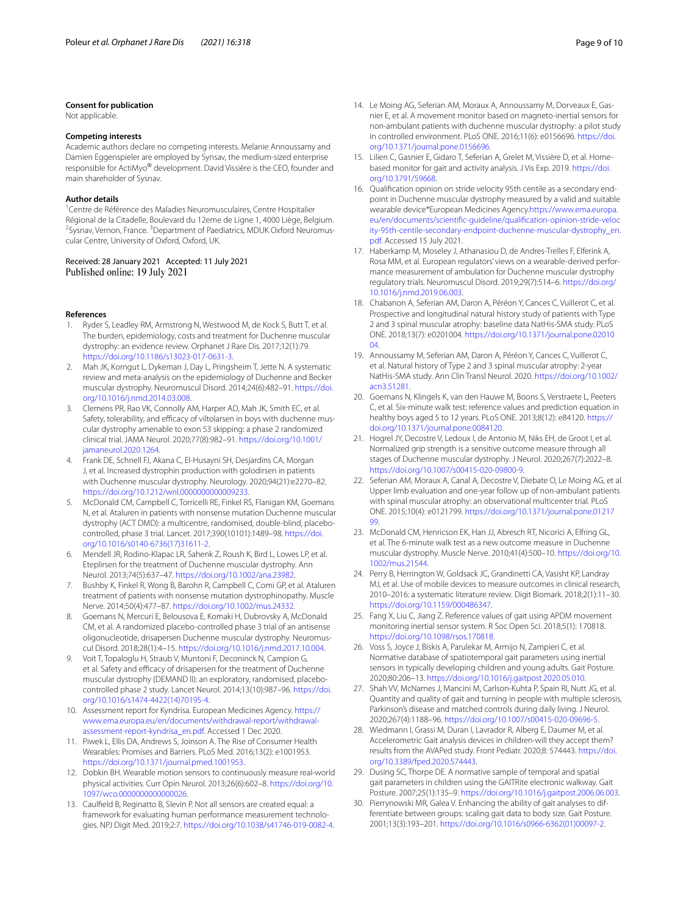### Consent for publication

Not applicable.

### Competing interests

Academic authors declare no competing interests. Melanie Annoussamy and Damien Eggenspieler are employed by Sysnav, the medium-sized enterprise responsible for ActiMyo® development. David Vissière is the CEO, founder and main shareholder of Sysnav.

### Author details

[1] Centre de Référence des Maladies Neuromusculaires, Centre Hospitalier Régional de la Citadelle, Boulevard du 12eme de Ligne 1, 4000 Liège, Belgium. [2] Sysnav, Vernon, France. [3] Department of Paediatrics, MDUK Oxford Neuromuscular Centre, University of Oxford, Oxford, UK.

Received: 28 January 2021 Accepted: 11 July 2021
Published online: 19 July 2021

### References

1. Ryder S, Leadley RM, Armstrong N, Westwood M, de Kock S, Butt T, et al. The burden, epidemiology, costs and treatment for Duchenne muscular dystrophy: an evidence review. Orphanet J Rare Dis. 2017;12(1):79. https://doi.org/10.1186/s13023-017-0631-3.
2. Mah JK, Korngut L, Dykeman J, Day L, Pringsheim T, Jette N. A systematic review and meta-analysis on the epidemiology of Duchenne and Becker muscular dystrophy. Neuromuscul Disord. 2014;24(6):482–91. https://doi.org/10.1016/j.nmd.2014.03.008.
3. Clemens PR, Rao VK, Connolly AM, Harper AD, Mah JK, Smith EC, et al. Safety, tolerability, and efficacy of viltolarsen in boys with duchenne muscular dystrophy amenable to exon 53 skipping: a phase 2 randomized clinical trial. JAMA Neurol. 2020;77(8):982–91. https://doi.org/10.1001/jamaneurol.2020.1264.
4. Frank DE, Schnell FJ, Akana C, El-Husayni SH, Desjardins CA, Morgan J, et al. Increased dystrophin production with golodirsen in patients with Duchenne muscular dystrophy. Neurology. 2020;94(21):e2270–82. https://doi.org/10.1212/wnl.0000000000009233.
5. McDonald CM, Campbell C, Torricelli RE, Finkel RS, Flanigan KM, Goemans N, et al. Ataluren in patients with nonsense mutation Duchenne muscular dystrophy (ACT DMD): a multicentre, randomised, double-blind, placebo-controlled, phase 3 trial. Lancet. 2017;390(10101):1489–98. https://doi.org/10.1016/s0140-6736(17)31611-2.
6. Mendell JR, Rodino-Klapac LR, Sahenk Z, Roush K, Bird L, Lowes LP, et al. Eteplirsen for the treatment of Duchenne muscular dystrophy. Ann Neurol. 2013;74(5):637–47. https://doi.org/10.1002/ana.23982.
7. Bushby K, Finkel R, Wong B, Barohn R, Campbell C, Comi GP, et al. Ataluren treatment of patients with nonsense mutation dystrophinopathy. Muscle Nerve. 2014;50(4):477–87. https://doi.org/10.1002/mus.24332.
8. Goemans N, Mercuri E, Belousova E, Komaki H, Dubrovsky A, McDonald CM, et al. A randomized placebo-controlled phase 3 trial of an antisense oligonucleotide, drisapersen Duchenne muscular dystrophy. Neuromuscul Disord. 2018;28(1):4–15. https://doi.org/10.1016/j.nmd.2017.10.004.
9. Voit T, Topaloglu H, Straub V, Muntoni F, Deconinck N, Campion G, et al. Safety and efficacy of drisapersen for the treatment of Duchenne muscular dystrophy (DEMAND II): an exploratory, randomised, placebo-controlled phase 2 study. Lancet Neurol. 2014;13(10):987–96. https://doi.org/10.1016/s1474-4422(14)70195-4.
10. Assessment report for Kyndrisa. European Medicines Agency. https://www.ema.europa.eu/en/documents/withdrawal-report/withdrawal-assessment-report-kyndrisa_en.pdf. Accessed 1 Dec 2020.
11. Piwek L, Ellis DA, Andrews S, Joinson A. The Rise of Consumer Health Wearables: Promises and Barriers. PLoS Med. 2016;13(2): e1001953. https://doi.org/10.1371/journal.pmed.1001953.
12. Dobkin BH. Wearable motion sensors to continuously measure real-world physical activities. Curr Opin Neurol. 2013;26(6):602–8. https://doi.org/10.1097/wco.0000000000000026.
13. Caulfield B, Reginatto B, Slevin P. Not all sensors are created equal: a framework for evaluating human performance measurement technologies. NPJ Digit Med. 2019;2:7. https://doi.org/10.1038/s41746-019-0082-4.
14. Le Moing AG, Seferian AM, Moraux A, Annoussamy M, Dorveaux E, Gasnier E, et al. A movement monitor based on magneto-inertial sensors for non-ambulant patients with duchenne muscular dystrophy: a pilot study in controlled environment. PLoS ONE. 2016;11(6): e0156696. https://doi.org/10.1371/journal.pone.0156696.
15. Lilien C, Gasnier E, Gidaro T, Seferian A, Grelet M, Vissière D, et al. Home-based monitor for gait and activity analysis. J Vis Exp. 2019. https://doi.org/10.3791/59668.
16. Qualification opinion on stride velocity 95th centile as a secondary endpoint in Duchenne muscular dystrophy measured by a valid and suitable wearable device*European Medicines Agency.https://www.ema.europa.eu/en/documents/scientific-guideline/qualification-opinion-stride-velocity-95th-centile-secondary-endpoint-duchenne-muscular-dystrophy_en.pdf. Accessed 15 July 2021.
17. Haberkamp M, Moseley J, Athanasiou D, de Andres-Trelles F, Elferink A, Rosa MM, et al. European regulators' views on a wearable-derived performance measurement of ambulation for Duchenne muscular dystrophy regulatory trials. Neuromuscul Disord. 2019;29(7):514–6. https://doi.org/10.1016/j.nmd.2019.06.003.
18. Chabanon A, Seferian AM, Daron A, Péréon Y, Cances C, Vuillerot C, et al. Prospective and longitudinal natural history study of patients with Type 2 and 3 spinal muscular atrophy: baseline data NatHis-SMA study. PLoS ONE. 2018;13(7): e0201004. https://doi.org/10.1371/journal.pone.0201004.
19. Annoussamy M, Seferian AM, Daron A, Péréon Y, Cances C, Vuillerot C, et al. Natural history of Type 2 and 3 spinal muscular atrophy: 2-year NatHis-SMA study. Ann Clin Transl Neurol. 2020. https://doi.org/10.1002/acn3.51281.
20. Goemans N, Klingels K, van den Hauwe M, Boons S, Verstraete L, Peeters C, et al. Six-minute walk test: reference values and prediction equation in healthy boys aged 5 to 12 years. PLoS ONE. 2013;8(12): e84120. https://doi.org/10.1371/journal.pone.0084120.
21. Hogrel JY, Decostre V, Ledoux I, de Antonio M, Niks EH, de Groot I, et al. Normalized grip strength is a sensitive outcome measure through all stages of Duchenne muscular dystrophy. J Neurol. 2020;267(7):2022–8. https://doi.org/10.1007/s00415-020-09800-9.
22. Seferian AM, Moraux A, Canal A, Decostre V, Diebate O, Le Moing AG, et al. Upper limb evaluation and one-year follow up of non-ambulant patients with spinal muscular atrophy: an observational multicenter trial. PLoS ONE. 2015;10(4): e0121799. https://doi.org/10.1371/journal.pone.0121799.
23. McDonald CM, Henricson EK, Han JJ, Abresch RT, Nicorici A, Elfring GL, et al. The 6-minute walk test as a new outcome measure in Duchenne muscular dystrophy. Muscle Nerve. 2010;41(4):500–10. https://doi.org/10.1002/mus.21544.
24. Perry B, Herrington W, Goldsack JC, Grandinetti CA, Vasisht KP, Landray MJ, et al. Use of mobile devices to measure outcomes in clinical research, 2010–2016: a systematic literature review. Digit Biomark. 2018;2(1):11–30. https://doi.org/10.1159/000486347.
25. Fang X, Liu C, Jiang Z. Reference values of gait using APDM movement monitoring inertial sensor system. R Soc Open Sci. 2018;5(1): 170818. https://doi.org/10.1098/rsos.170818.
26. Voss S, Joyce J, Biskis A, Parulekar M, Armijo N, Zampieri C, et al. Normative database of spatiotemporal gait parameters using inertial sensors in typically developing children and young adults. Gait Posture. 2020;80:206–13. https://doi.org/10.1016/j.gaitpost.2020.05.010.
27. Shah VV, McNames J, Mancini M, Carlson-Kuhta P, Spain RI, Nutt JG, et al. Quantity and quality of gait and turning in people with multiple sclerosis, Parkinson's disease and matched controls during daily living. J Neurol. 2020;267(4):1188–96. https://doi.org/10.1007/s00415-020-09696-5.
28. Wiedmann I, Grassi M, Duran I, Lavrador R, Alberg E, Daumer M, et al. Accelerometric Gait analysis devices in children-will they accept them? results from the AVAPed study. Front Pediatr. 2020;8: 574443. https://doi.org/10.3389/fped.2020.574443.
29. Dusing SC, Thorpe DE. A normative sample of temporal and spatial gait parameters in children using the GAITRite electronic walkway. Gait Posture. 2007;25(1):135–9. https://doi.org/10.1016/j.gaitpost.2006.06.003.
30. Pierrynowski MR, Galea V. Enhancing the ability of gait analyses to differentiate between groups: scaling gait data to body size. Gait Posture. 2001;13(3):193–201. https://doi.org/10.1016/s0966-6362(01)00097-2.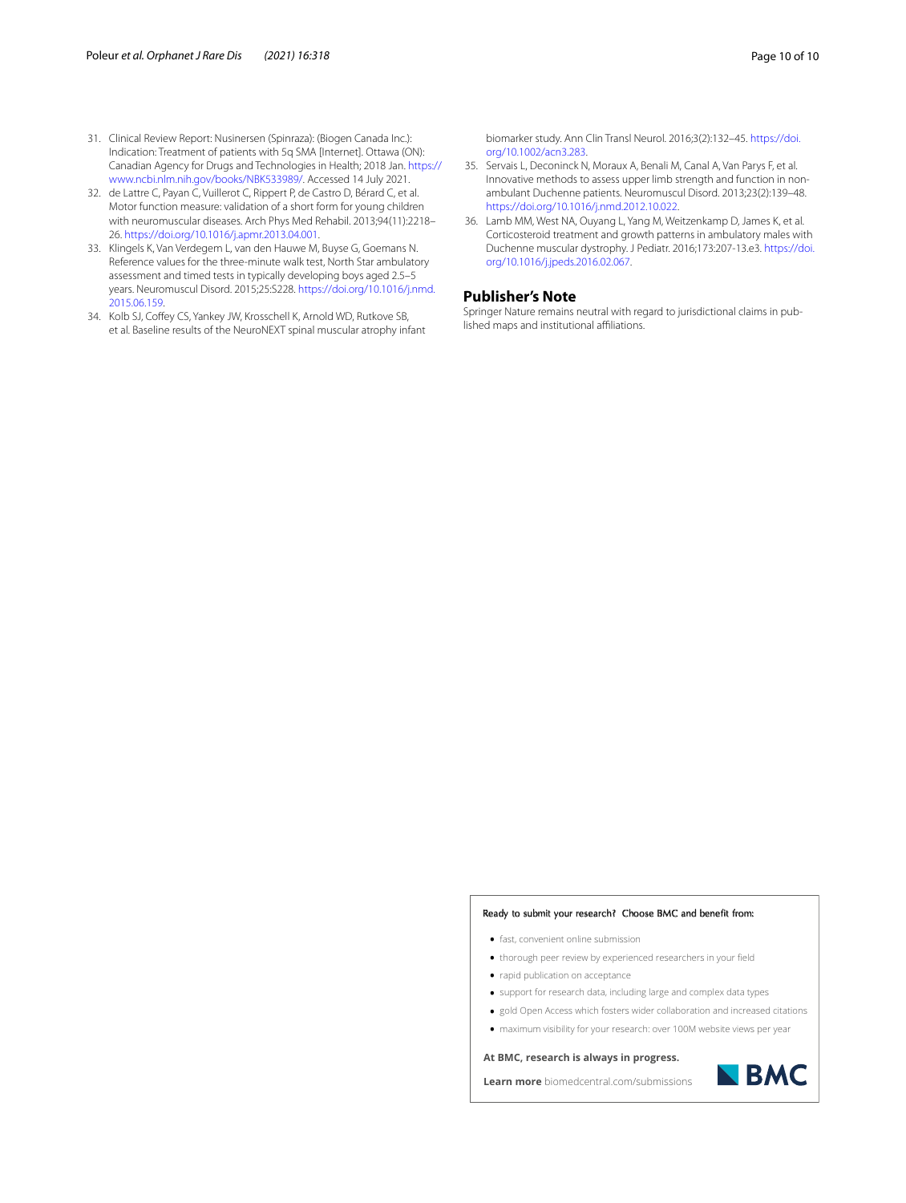31. Clinical Review Report: Nusinersen (Spinraza): (Biogen Canada Inc.): Indication: Treatment of patients with 5q SMA [Internet]. Ottawa (ON): Canadian Agency for Drugs and Technologies in Health; 2018 Jan. https://www.ncbi.nlm.nih.gov/books/NBK533989/. Accessed 14 July 2021.
32. de Lattre C, Payan C, Vuillerot C, Rippert P, de Castro D, Bérard C, et al. Motor function measure: validation of a short form for young children with neuromuscular diseases. Arch Phys Med Rehabil. 2013;94(11):2218–26. https://doi.org/10.1016/j.apmr.2013.04.001.
33. Klingels K, Van Verdegem L, van den Hauwe M, Buyse G, Goemans N. Reference values for the three-minute walk test, North Star ambulatory assessment and timed tests in typically developing boys aged 2.5–5 years. Neuromuscul Disord. 2015;25:S228. https://doi.org/10.1016/j.nmd.2015.06.159.
34. Kolb SJ, Coffey CS, Yankey JW, Krosschell K, Arnold WD, Rutkove SB, et al. Baseline results of the NeuroNEXT spinal muscular atrophy infant biomarker study. Ann Clin Transl Neurol. 2016;3(2):132–45. https://doi.org/10.1002/acn3.283.
35. Servais L, Deconinck N, Moraux A, Benali M, Canal A, Van Parys F, et al. Innovative methods to assess upper limb strength and function in non-ambulant Duchenne patients. Neuromuscul Disord. 2013;23(2):139–48. https://doi.org/10.1016/j.nmd.2012.10.022.
36. Lamb MM, West NA, Ouyang L, Yang M, Weitzenkamp D, James K, et al. Corticosteroid treatment and growth patterns in ambulatory males with Duchenne muscular dystrophy. J Pediatr. 2016;173:207-13.e3. https://doi.org/10.1016/j.jpeds.2016.02.067.

## Publisher's Note

Springer Nature remains neutral with regard to jurisdictional claims in published maps and institutional affiliations.

Ready to submit your research? Choose BMC and benefit from:

- fast, convenient online submission
- thorough peer review by experienced researchers in your field
- rapid publication on acceptance
- support for research data, including large and complex data types
- gold Open Access which fosters wider collaboration and increased citations
- maximum visibility for your research: over 100M website views per year

**At BMC, research is always in progress.**

**Learn more** biomedcentral.com/submissions